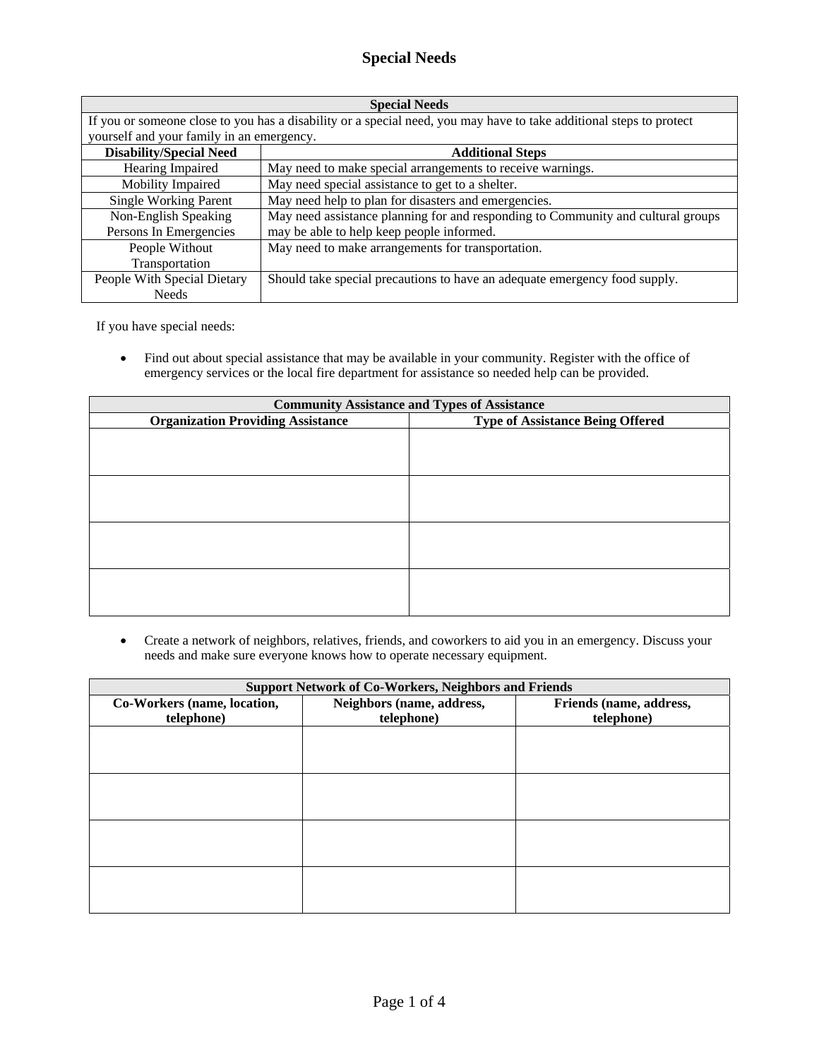# Special Needs

| Special Needs | |
|---|---|
| If you or someone close to you has a disability or a special need, you may have to take additional steps to protect yourself and your family in an emergency. | |
| **Disability/Special Need** | **Additional Steps** |
| Hearing Impaired | May need to make special arrangements to receive warnings. |
| Mobility Impaired | May need special assistance to get to a shelter. |
| Single Working Parent | May need help to plan for disasters and emergencies. |
| Non-English Speaking Persons In Emergencies | May need assistance planning for and responding to Community and cultural groups may be able to help keep people informed. |
| People Without Transportation | May need to make arrangements for transportation. |
| People With Special Dietary Needs | Should take special precautions to have an adequate emergency food supply. |

If you have special needs:

- Find out about special assistance that may be available in your community. Register with the office of emergency services or the local fire department for assistance so needed help can be provided.

| Community Assistance and Types of Assistance | |
|---|---|
| **Organization Providing Assistance** | **Type of Assistance Being Offered** |
| | |
| | |
| | |
| | |

- Create a network of neighbors, relatives, friends, and coworkers to aid you in an emergency. Discuss your needs and make sure everyone knows how to operate necessary equipment.

| Support Network of Co-Workers, Neighbors and Friends | | |
|---|---|---|
| **Co-Workers (name, location, telephone)** | **Neighbors (name, address, telephone)** | **Friends (name, address, telephone)** |
| | | |
| | | |
| | | |
| | | |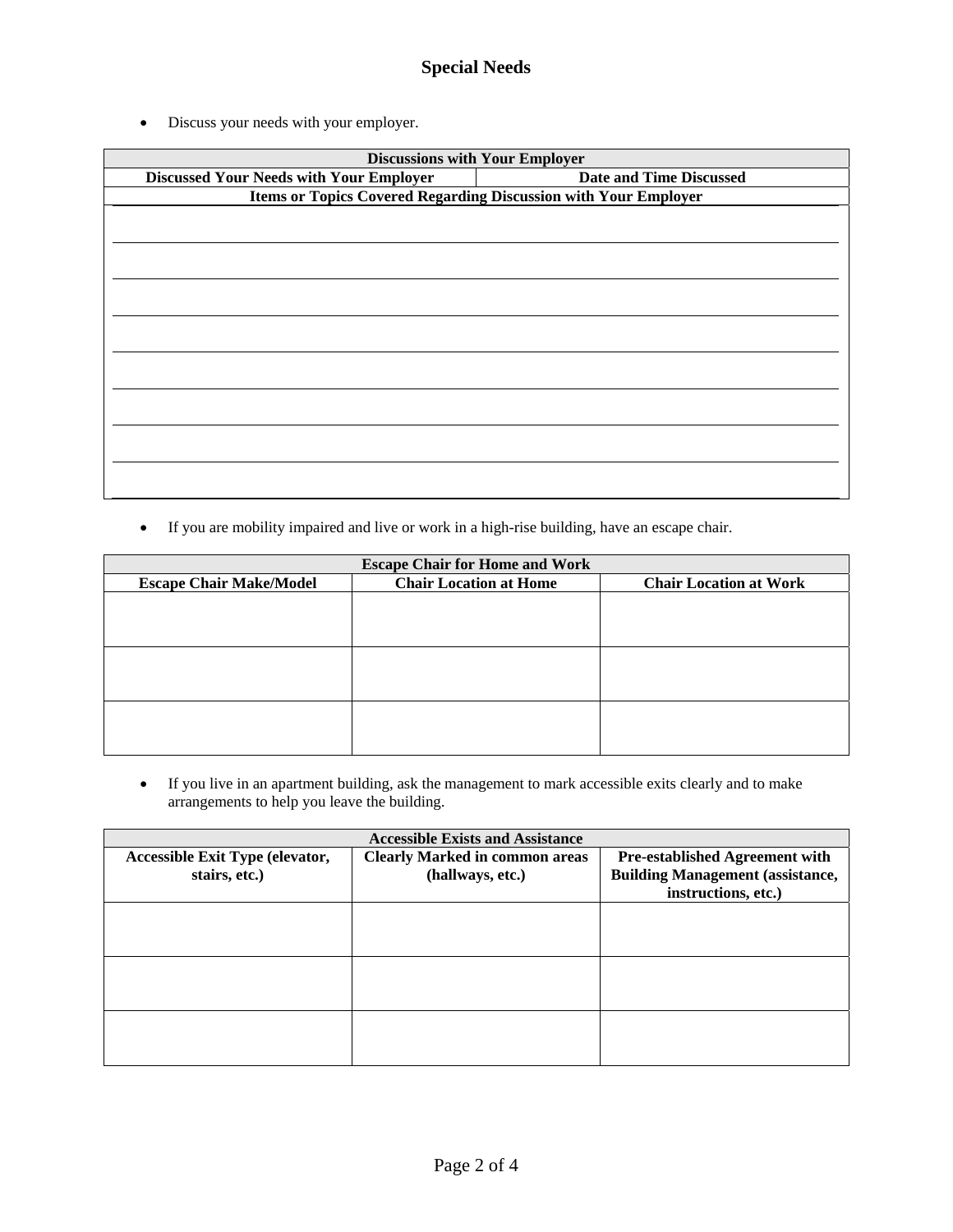## Special Needs

- Discuss your needs with your employer.

| Discussions with Your Employer | |
|---|---|
| **Discussed Your Needs with Your Employer** | **Date and Time Discussed** |
| **Items or Topics Covered Regarding Discussion with Your Employer** | |
| | |
| | |
| | |
| | |
| | |
| | |
| | |
| | |

- If you are mobility impaired and live or work in a high-rise building, have an escape chair.

| Escape Chair for Home and Work | | |
|---|---|---|
| **Escape Chair Make/Model** | **Chair Location at Home** | **Chair Location at Work** |
| | | |
| | | |
| | | |

- If you live in an apartment building, ask the management to mark accessible exits clearly and to make arrangements to help you leave the building.

| Accessible Exists and Assistance | | |
|---|---|---|
| **Accessible Exit Type (elevator, stairs, etc.)** | **Clearly Marked in common areas (hallways, etc.)** | **Pre-established Agreement with Building Management (assistance, instructions, etc.)** |
| | | |
| | | |
| | | |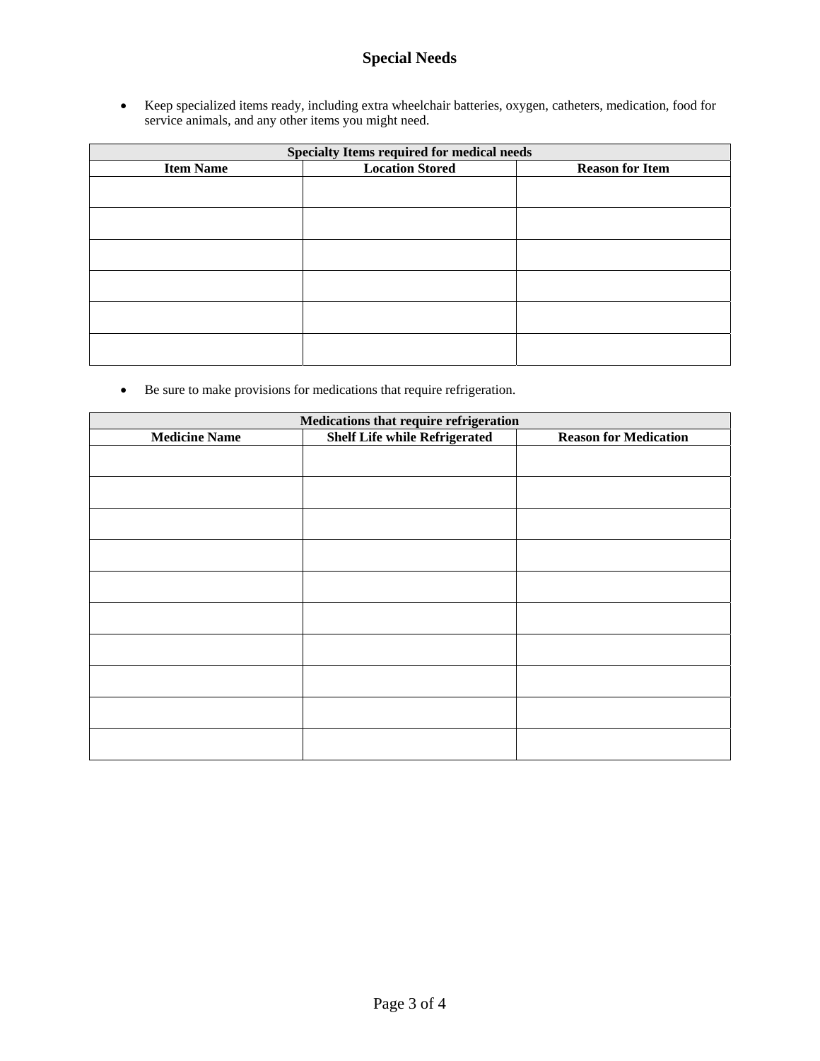# Special Needs

- Keep specialized items ready, including extra wheelchair batteries, oxygen, catheters, medication, food for service animals, and any other items you might need.

| Specialty Items required for medical needs | | |
|---|---|---|
| **Item Name** | **Location Stored** | **Reason for Item** |
| | | |
| | | |
| | | |
| | | |
| | | |
| | | |

- Be sure to make provisions for medications that require refrigeration.

| Medications that require refrigeration | | |
|---|---|---|
| **Medicine Name** | **Shelf Life while Refrigerated** | **Reason for Medication** |
| | | |
| | | |
| | | |
| | | |
| | | |
| | | |
| | | |
| | | |
| | | |
| | | |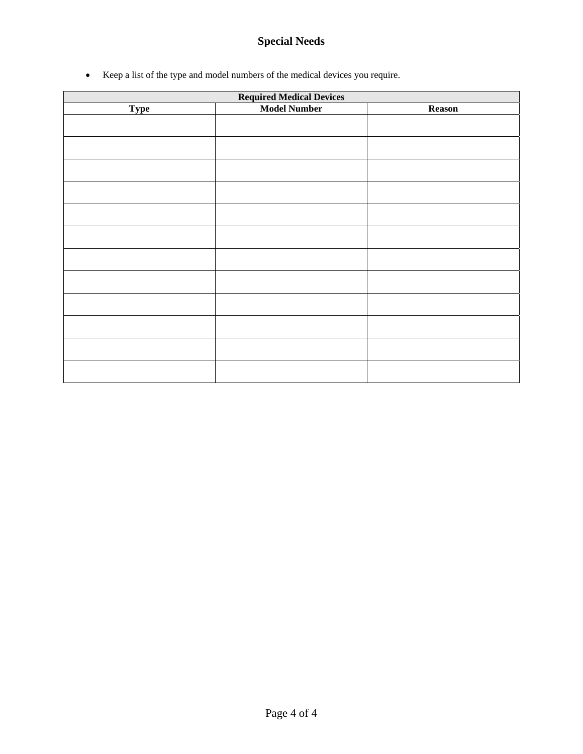# Special Needs

- Keep a list of the type and model numbers of the medical devices you require.

| Required Medical Devices | | |
|---|---|---|
| **Type** | **Model Number** | **Reason** |
| | | |
| | | |
| | | |
| | | |
| | | |
| | | |
| | | |
| | | |
| | | |
| | | |
| | | |
| | | |